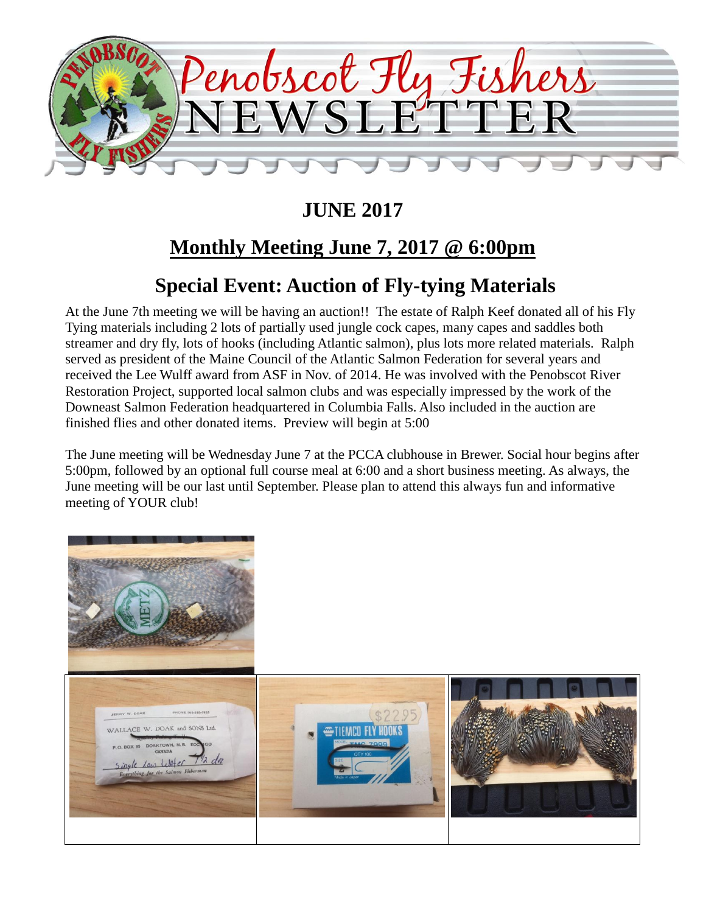# Penobscot Fly Fishers NEWSLETTER

## JUNE 2017

## Monthly Meeting June 7, 2017 @ 6:00pm

## Special Event: Auction of Fly-tying Materials

At the June 7th meeting we will be having an auction!! The estate of Ralph Keef donated all of his Fly Tying materials including 2 lots of partially used jungle cock capes, many capes and saddles both streamer and dry fly, lots of hooks (including Atlantic salmon), plus lots more related materials. Ralph served as president of the Maine Council of the Atlantic Salmon Federation for several years and received the Lee Wulff award from ASF in Nov. of 2014. He was involved with the Penobscot River Restoration Project, supported local salmon clubs and was especially impressed by the work of the Downeast Salmon Federation headquartered in Columbia Falls. Also included in the auction are finished flies and other donated items. Preview will begin at 5:00

The June meeting will be Wednesday June 7 at the PCCA clubhouse in Brewer. Social hour begins after 5:00pm, followed by an optional full course meal at 6:00 and a short business meeting. As always, the June meeting will be our last until September. Please plan to attend this always fun and informative meeting of YOUR club!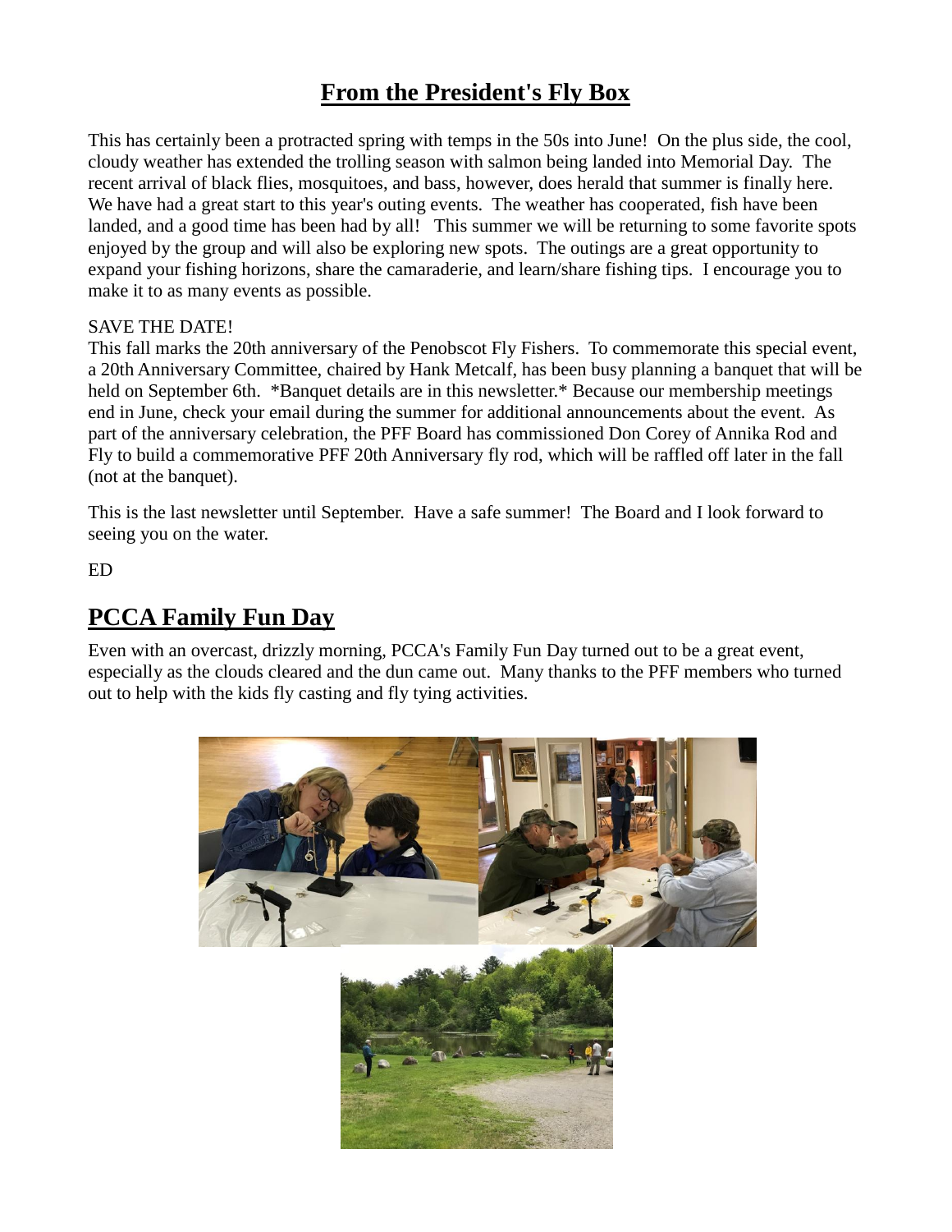# From the President's Fly Box

This has certainly been a protracted spring with temps in the 50s into June! On the plus side, the cool, cloudy weather has extended the trolling season with salmon being landed into Memorial Day. The recent arrival of black flies, mosquitoes, and bass, however, does herald that summer is finally here. We have had a great start to this year's outing events. The weather has cooperated, fish have been landed, and a good time has been had by all! This summer we will be returning to some favorite spots enjoyed by the group and will also be exploring new spots. The outings are a great opportunity to expand your fishing horizons, share the camaraderie, and learn/share fishing tips. I encourage you to make it to as many events as possible.

SAVE THE DATE!
This fall marks the 20th anniversary of the Penobscot Fly Fishers. To commemorate this special event, a 20th Anniversary Committee, chaired by Hank Metcalf, has been busy planning a banquet that will be held on September 6th. *Banquet details are in this newsletter.* Because our membership meetings end in June, check your email during the summer for additional announcements about the event. As part of the anniversary celebration, the PFF Board has commissioned Don Corey of Annika Rod and Fly to build a commemorative PFF 20th Anniversary fly rod, which will be raffled off later in the fall (not at the banquet).

This is the last newsletter until September. Have a safe summer! The Board and I look forward to seeing you on the water.

ED

## PCCA Family Fun Day

Even with an overcast, drizzly morning, PCCA's Family Fun Day turned out to be a great event, especially as the clouds cleared and the dun came out. Many thanks to the PFF members who turned out to help with the kids fly casting and fly tying activities.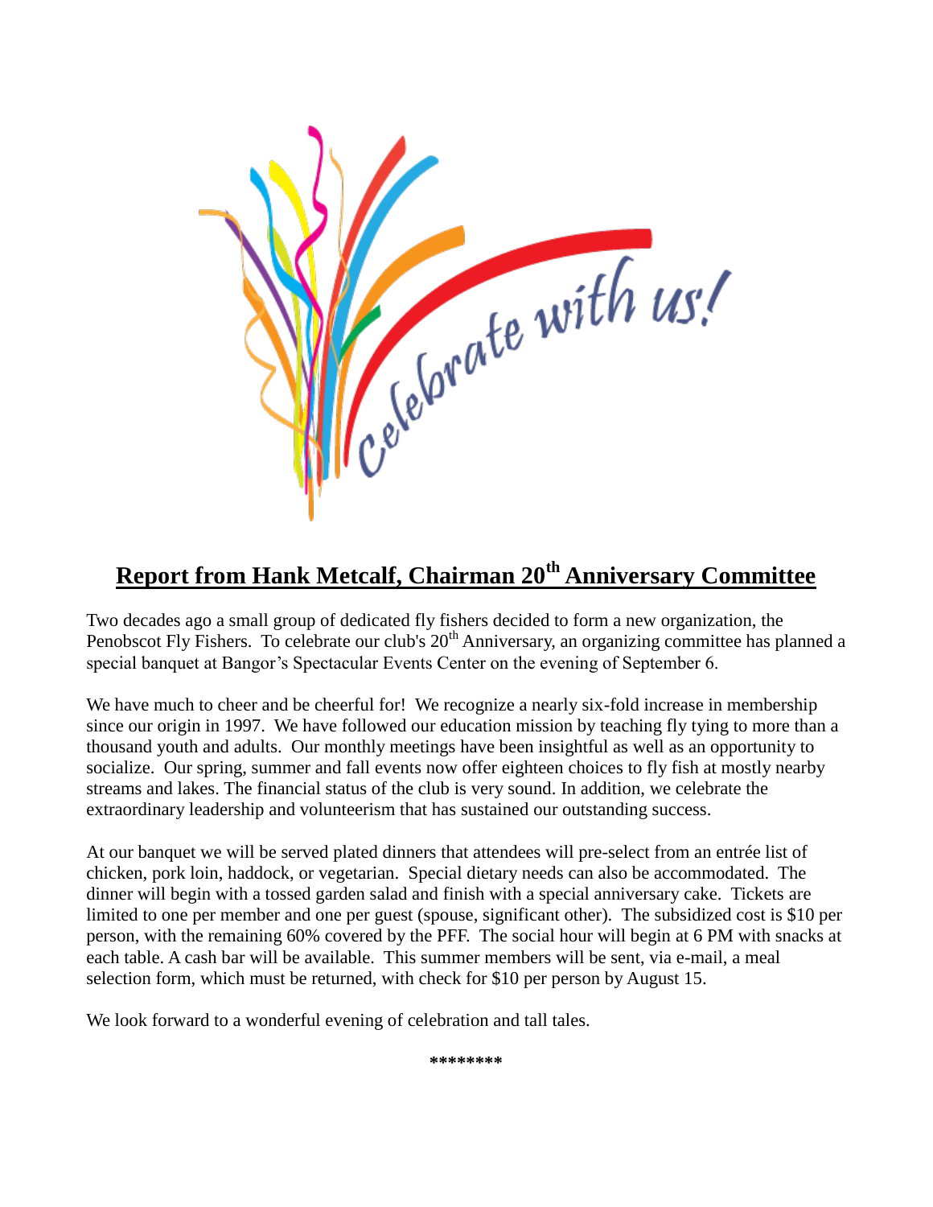Celebrate with us!

## Report from Hank Metcalf, Chairman 20th Anniversary Committee

Two decades ago a small group of dedicated fly fishers decided to form a new organization, the Penobscot Fly Fishers. To celebrate our club's 20th Anniversary, an organizing committee has planned a special banquet at Bangor's Spectacular Events Center on the evening of September 6.

We have much to cheer and be cheerful for! We recognize a nearly six-fold increase in membership since our origin in 1997. We have followed our education mission by teaching fly tying to more than a thousand youth and adults. Our monthly meetings have been insightful as well as an opportunity to socialize. Our spring, summer and fall events now offer eighteen choices to fly fish at mostly nearby streams and lakes. The financial status of the club is very sound. In addition, we celebrate the extraordinary leadership and volunteerism that has sustained our outstanding success.

At our banquet we will be served plated dinners that attendees will pre-select from an entrée list of chicken, pork loin, haddock, or vegetarian. Special dietary needs can also be accommodated. The dinner will begin with a tossed garden salad and finish with a special anniversary cake. Tickets are limited to one per member and one per guest (spouse, significant other). The subsidized cost is $10 per person, with the remaining 60% covered by the PFF. The social hour will begin at 6 PM with snacks at each table. A cash bar will be available. This summer members will be sent, via e-mail, a meal selection form, which must be returned, with check for $10 per person by August 15.

We look forward to a wonderful evening of celebration and tall tales.

********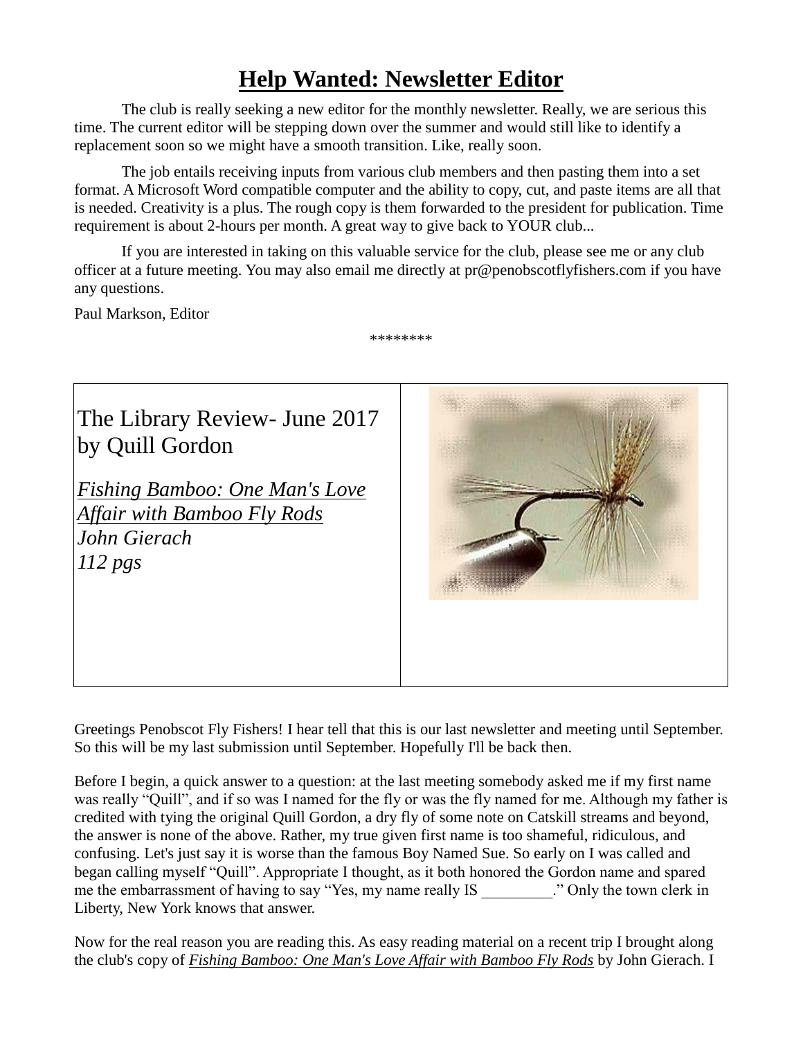# Help Wanted: Newsletter Editor

The club is really seeking a new editor for the monthly newsletter. Really, we are serious this time. The current editor will be stepping down over the summer and would still like to identify a replacement soon so we might have a smooth transition. Like, really soon.

The job entails receiving inputs from various club members and then pasting them into a set format. A Microsoft Word compatible computer and the ability to copy, cut, and paste items are all that is needed. Creativity is a plus. The rough copy is them forwarded to the president for publication. Time requirement is about 2-hours per month. A great way to give back to YOUR club...

If you are interested in taking on this valuable service for the club, please see me or any club officer at a future meeting. You may also email me directly at pr@penobscotflyfishers.com if you have any questions.

Paul Markson, Editor

********

The Library Review- June 2017
by Quill Gordon

*Fishing Bamboo: One Man's Love Affair with Bamboo Fly Rods*
*John Gierach*
*112 pgs*

Greetings Penobscot Fly Fishers! I hear tell that this is our last newsletter and meeting until September. So this will be my last submission until September. Hopefully I'll be back then.

Before I begin, a quick answer to a question: at the last meeting somebody asked me if my first name was really "Quill", and if so was I named for the fly or was the fly named for me. Although my father is credited with tying the original Quill Gordon, a dry fly of some note on Catskill streams and beyond, the answer is none of the above. Rather, my true given first name is too shameful, ridiculous, and confusing. Let's just say it is worse than the famous Boy Named Sue. So early on I was called and began calling myself "Quill". Appropriate I thought, as it both honored the Gordon name and spared me the embarrassment of having to say "Yes, my name really IS _________." Only the town clerk in Liberty, New York knows that answer.

Now for the real reason you are reading this. As easy reading material on a recent trip I brought along the club's copy of *Fishing Bamboo: One Man's Love Affair with Bamboo Fly Rods* by John Gierach. I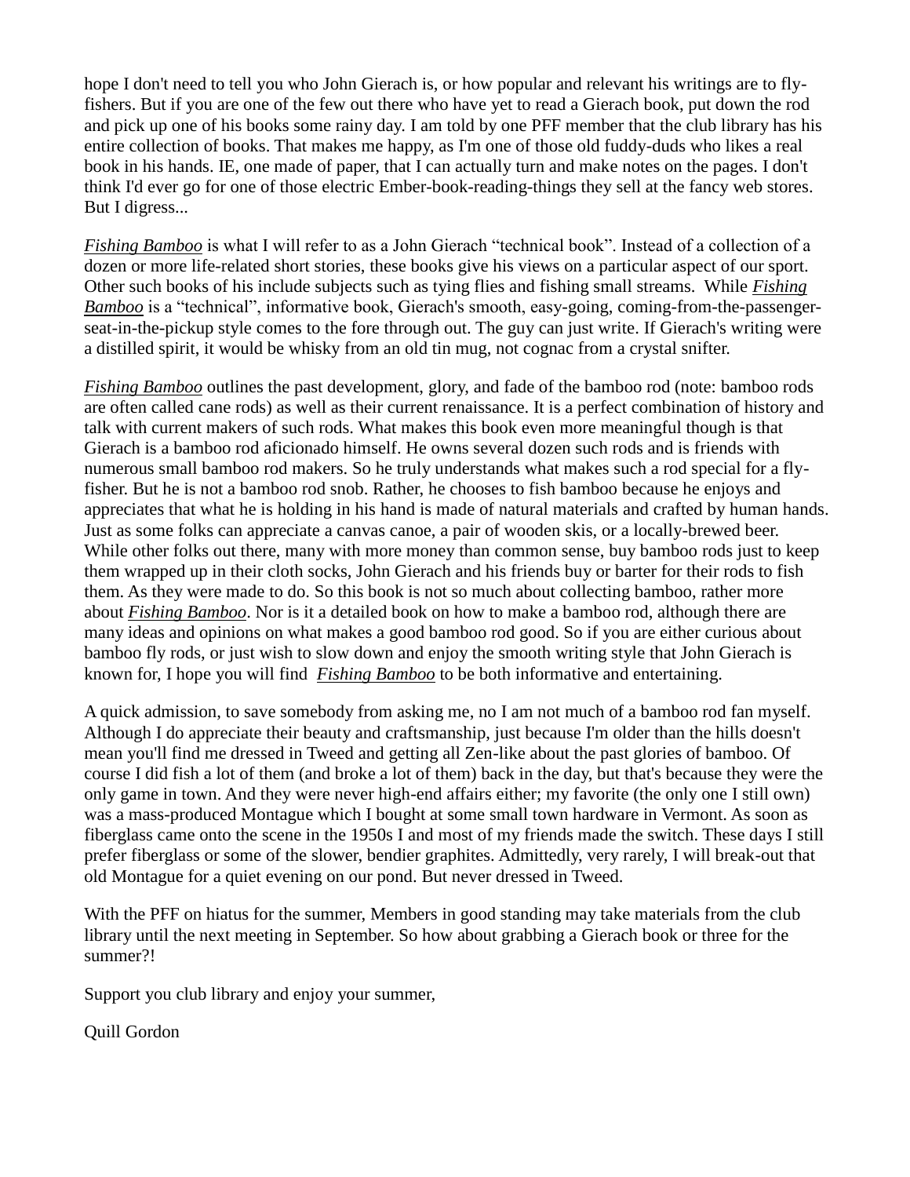hope I don't need to tell you who John Gierach is, or how popular and relevant his writings are to fly-fishers. But if you are one of the few out there who have yet to read a Gierach book, put down the rod and pick up one of his books some rainy day. I am told by one PFF member that the club library has his entire collection of books. That makes me happy, as I'm one of those old fuddy-duds who likes a real book in his hands. IE, one made of paper, that I can actually turn and make notes on the pages. I don't think I'd ever go for one of those electric Ember-book-reading-things they sell at the fancy web stores. But I digress...

*Fishing Bamboo* is what I will refer to as a John Gierach "technical book". Instead of a collection of a dozen or more life-related short stories, these books give his views on a particular aspect of our sport. Other such books of his include subjects such as tying flies and fishing small streams. While *Fishing Bamboo* is a "technical", informative book, Gierach's smooth, easy-going, coming-from-the-passenger-seat-in-the-pickup style comes to the fore through out. The guy can just write. If Gierach's writing were a distilled spirit, it would be whisky from an old tin mug, not cognac from a crystal snifter.

*Fishing Bamboo* outlines the past development, glory, and fade of the bamboo rod (note: bamboo rods are often called cane rods) as well as their current renaissance. It is a perfect combination of history and talk with current makers of such rods. What makes this book even more meaningful though is that Gierach is a bamboo rod aficionado himself. He owns several dozen such rods and is friends with numerous small bamboo rod makers. So he truly understands what makes such a rod special for a fly-fisher. But he is not a bamboo rod snob. Rather, he chooses to fish bamboo because he enjoys and appreciates that what he is holding in his hand is made of natural materials and crafted by human hands. Just as some folks can appreciate a canvas canoe, a pair of wooden skis, or a locally-brewed beer. While other folks out there, many with more money than common sense, buy bamboo rods just to keep them wrapped up in their cloth socks, John Gierach and his friends buy or barter for their rods to fish them. As they were made to do. So this book is not so much about collecting bamboo, rather more about *Fishing Bamboo*. Nor is it a detailed book on how to make a bamboo rod, although there are many ideas and opinions on what makes a good bamboo rod good. So if you are either curious about bamboo fly rods, or just wish to slow down and enjoy the smooth writing style that John Gierach is known for, I hope you will find *Fishing Bamboo* to be both informative and entertaining.

A quick admission, to save somebody from asking me, no I am not much of a bamboo rod fan myself. Although I do appreciate their beauty and craftsmanship, just because I'm older than the hills doesn't mean you'll find me dressed in Tweed and getting all Zen-like about the past glories of bamboo. Of course I did fish a lot of them (and broke a lot of them) back in the day, but that's because they were the only game in town. And they were never high-end affairs either; my favorite (the only one I still own) was a mass-produced Montague which I bought at some small town hardware in Vermont. As soon as fiberglass came onto the scene in the 1950s I and most of my friends made the switch. These days I still prefer fiberglass or some of the slower, bendier graphites. Admittedly, very rarely, I will break-out that old Montague for a quiet evening on our pond. But never dressed in Tweed.

With the PFF on hiatus for the summer, Members in good standing may take materials from the club library until the next meeting in September. So how about grabbing a Gierach book or three for the summer?!

Support you club library and enjoy your summer,

Quill Gordon